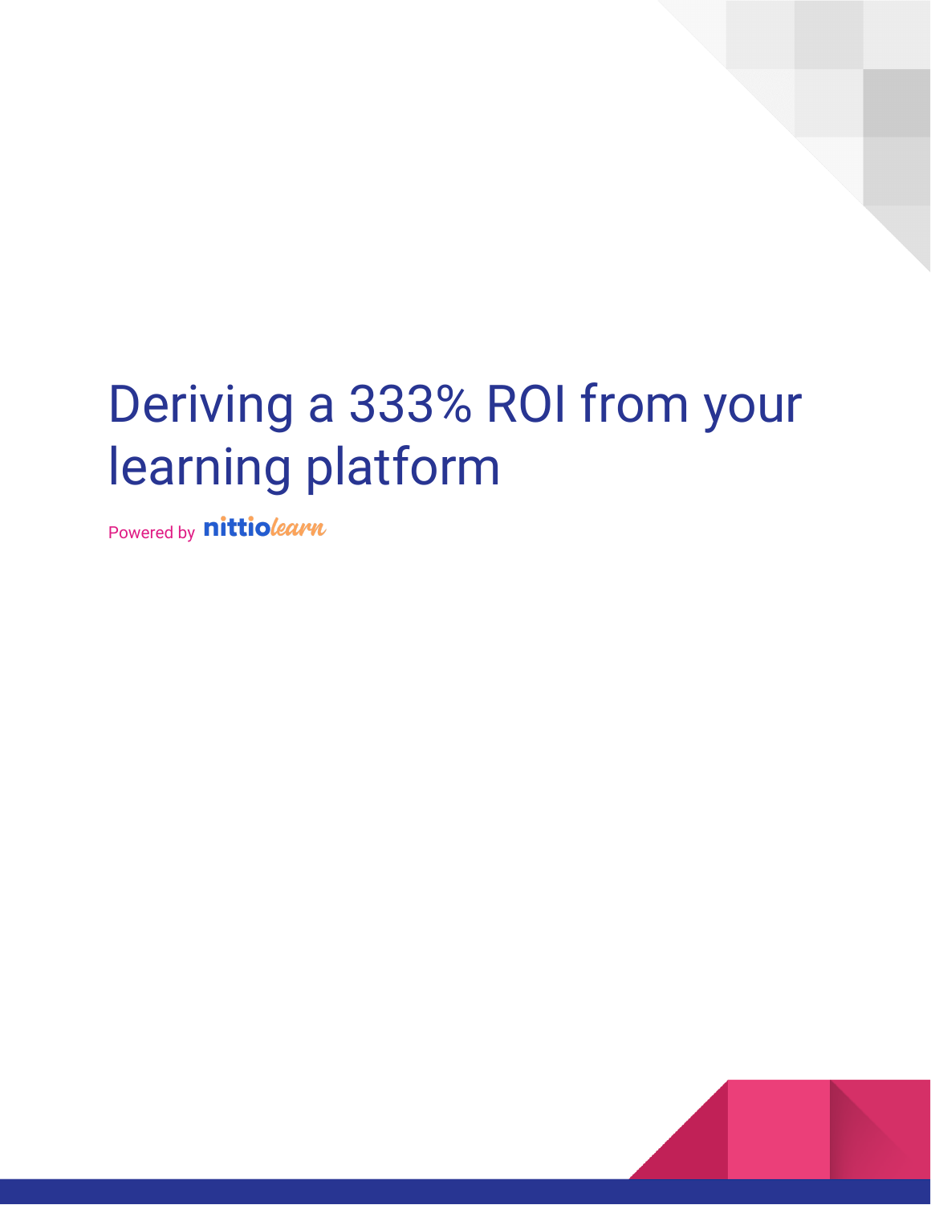# Deriving a 333% ROI from your learning platform

Powered by nittiolearn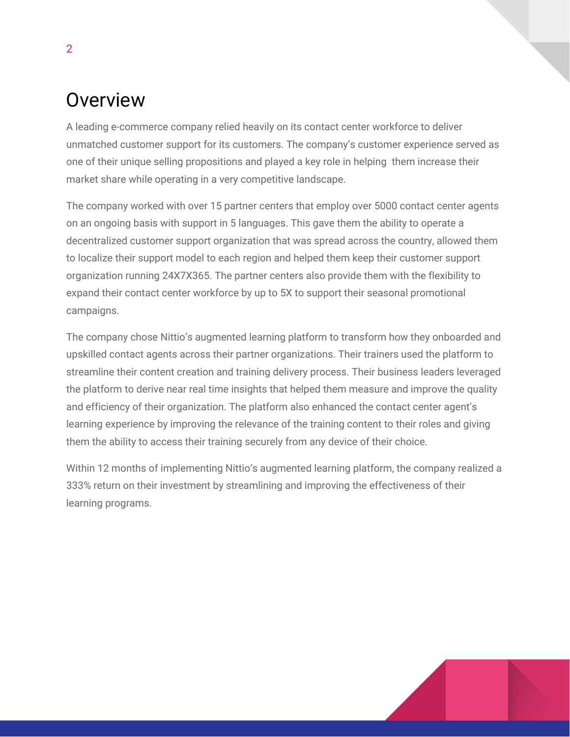# Overview

A leading e-commerce company relied heavily on its contact center workforce to deliver unmatched customer support for its customers. The company's customer experience served as one of their unique selling propositions and played a key role in helping them increase their market share while operating in a very competitive landscape.

The company worked with over 15 partner centers that employ over 5000 contact center agents on an ongoing basis with support in 5 languages. This gave them the ability to operate a decentralized customer support organization that was spread across the country, allowed them to localize their support model to each region and helped them keep their customer support organization running 24X7X365. The partner centers also provide them with the flexibility to expand their contact center workforce by up to 5X to support their seasonal promotional campaigns.

The company chose Nittio's augmented learning platform to transform how they onboarded and upskilled contact agents across their partner organizations. Their trainers used the platform to streamline their content creation and training delivery process. Their business leaders leveraged the platform to derive near real time insights that helped them measure and improve the quality and efficiency of their organization. The platform also enhanced the contact center agent's learning experience by improving the relevance of the training content to their roles and giving them the ability to access their training securely from any device of their choice.

Within 12 months of implementing Nittio's augmented learning platform, the company realized a 333% return on their investment by streamlining and improving the effectiveness of their learning programs.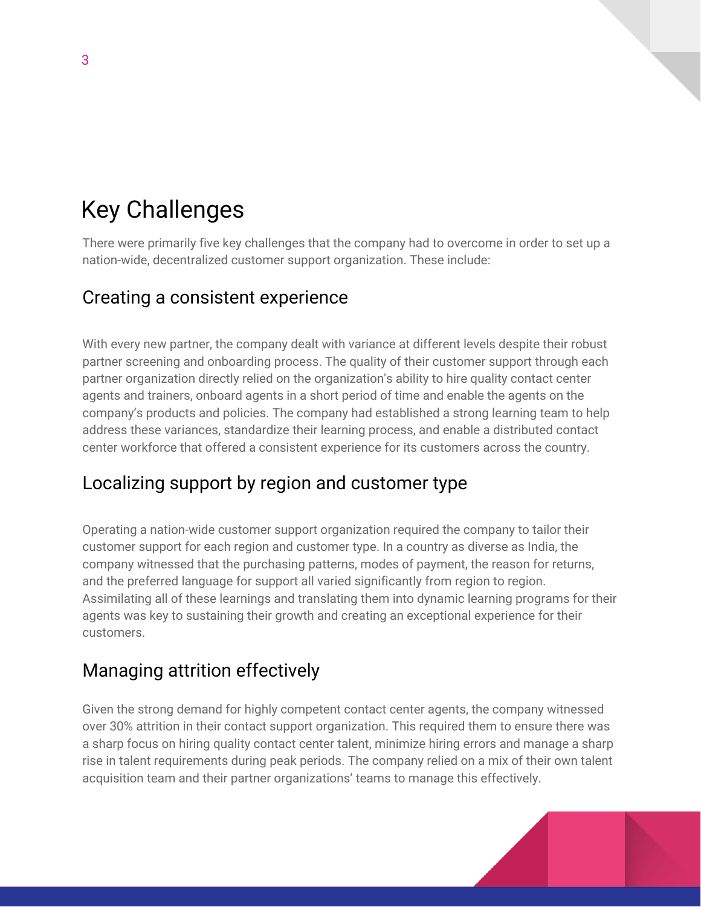# Key Challenges

There were primarily five key challenges that the company had to overcome in order to set up a nation-wide, decentralized customer support organization. These include:

## Creating a consistent experience

With every new partner, the company dealt with variance at different levels despite their robust partner screening and onboarding process. The quality of their customer support through each partner organization directly relied on the organization's ability to hire quality contact center agents and trainers, onboard agents in a short period of time and enable the agents on the company's products and policies. The company had established a strong learning team to help address these variances, standardize their learning process, and enable a distributed contact center workforce that offered a consistent experience for its customers across the country.

## Localizing support by region and customer type

Operating a nation-wide customer support organization required the company to tailor their customer support for each region and customer type. In a country as diverse as India, the company witnessed that the purchasing patterns, modes of payment, the reason for returns, and the preferred language for support all varied significantly from region to region. Assimilating all of these learnings and translating them into dynamic learning programs for their agents was key to sustaining their growth and creating an exceptional experience for their customers.

## Managing attrition effectively

Given the strong demand for highly competent contact center agents, the company witnessed over 30% attrition in their contact support organization. This required them to ensure there was a sharp focus on hiring quality contact center talent, minimize hiring errors and manage a sharp rise in talent requirements during peak periods. The company relied on a mix of their own talent acquisition team and their partner organizations' teams to manage this effectively.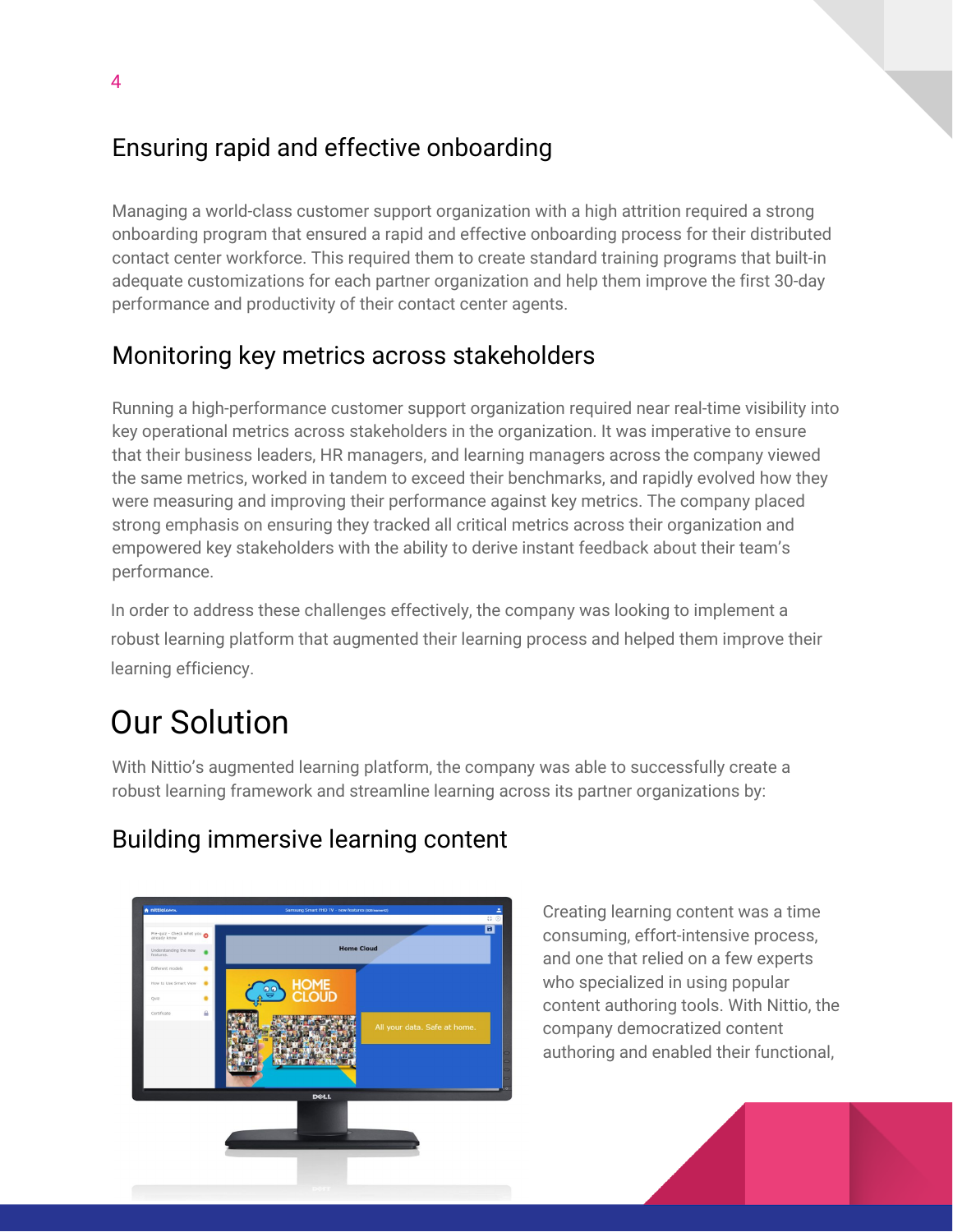## Ensuring rapid and effective onboarding

Managing a world-class customer support organization with a high attrition required a strong onboarding program that ensured a rapid and effective onboarding process for their distributed contact center workforce. This required them to create standard training programs that built-in adequate customizations for each partner organization and help them improve the first 30-day performance and productivity of their contact center agents.

## Monitoring key metrics across stakeholders

Running a high-performance customer support organization required near real-time visibility into key operational metrics across stakeholders in the organization. It was imperative to ensure that their business leaders, HR managers, and learning managers across the company viewed the same metrics, worked in tandem to exceed their benchmarks, and rapidly evolved how they were measuring and improving their performance against key metrics. The company placed strong emphasis on ensuring they tracked all critical metrics across their organization and empowered key stakeholders with the ability to derive instant feedback about their team's performance.

In order to address these challenges effectively, the company was looking to implement a robust learning platform that augmented their learning process and helped them improve their learning efficiency.

# Our Solution

With Nittio's augmented learning platform, the company was able to successfully create a robust learning framework and streamline learning across its partner organizations by:

## Building immersive learning content

Creating learning content was a time consuming, effort-intensive process, and one that relied on a few experts who specialized in using popular content authoring tools. With Nittio, the company democratized content authoring and enabled their functional,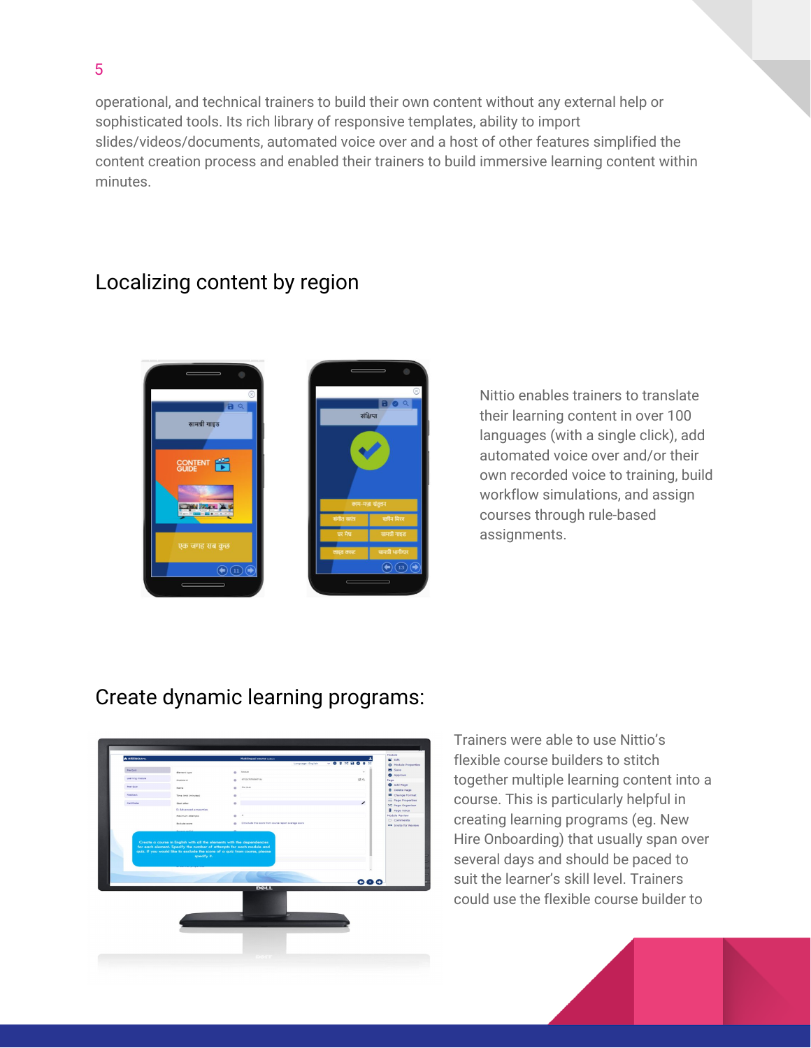operational, and technical trainers to build their own content without any external help or sophisticated tools. Its rich library of responsive templates, ability to import slides/videos/documents, automated voice over and a host of other features simplified the content creation process and enabled their trainers to build immersive learning content within minutes.

## Localizing content by region

Nittio enables trainers to translate their learning content in over 100 languages (with a single click), add automated voice over and/or their own recorded voice to training, build workflow simulations, and assign courses through rule-based assignments.

## Create dynamic learning programs:

Trainers were able to use Nittio's flexible course builders to stitch together multiple learning content into a course. This is particularly helpful in creating learning programs (eg. New Hire Onboarding) that usually span over several days and should be paced to suit the learner's skill level. Trainers could use the flexible course builder to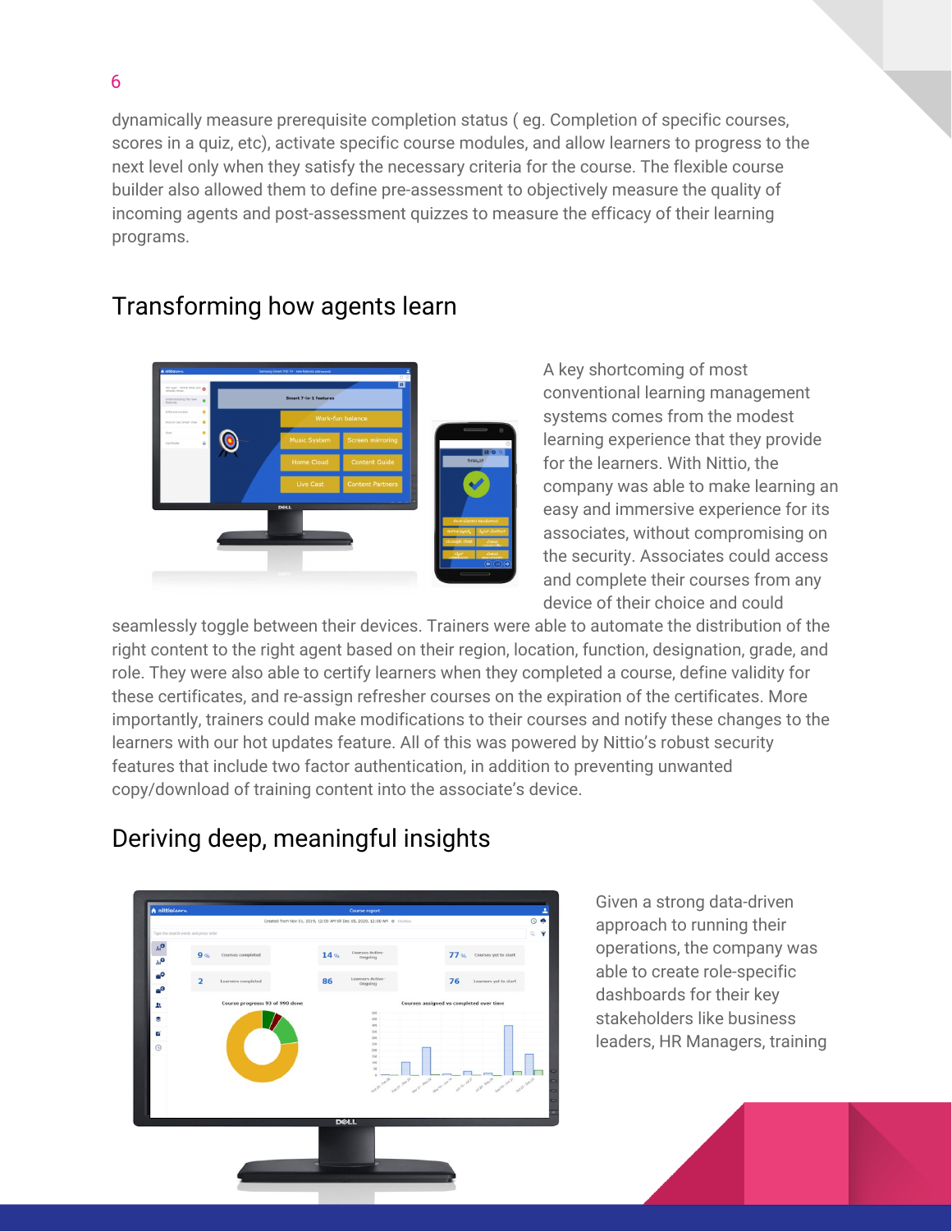dynamically measure prerequisite completion status ( eg. Completion of specific courses, scores in a quiz, etc), activate specific course modules, and allow learners to progress to the next level only when they satisfy the necessary criteria for the course. The flexible course builder also allowed them to define pre-assessment to objectively measure the quality of incoming agents and post-assessment quizzes to measure the efficacy of their learning programs.

## Transforming how agents learn

A key shortcoming of most conventional learning management systems comes from the modest learning experience that they provide for the learners. With Nittio, the company was able to make learning an easy and immersive experience for its associates, without compromising on the security. Associates could access and complete their courses from any device of their choice and could seamlessly toggle between their devices. Trainers were able to automate the distribution of the right content to the right agent based on their region, location, function, designation, grade, and role. They were also able to certify learners when they completed a course, define validity for these certificates, and re-assign refresher courses on the expiration of the certificates. More importantly, trainers could make modifications to their courses and notify these changes to the learners with our hot updates feature. All of this was powered by Nittio's robust security features that include two factor authentication, in addition to preventing unwanted copy/download of training content into the associate's device.

## Deriving deep, meaningful insights

Given a strong data-driven approach to running their operations, the company was able to create role-specific dashboards for their key stakeholders like business leaders, HR Managers, training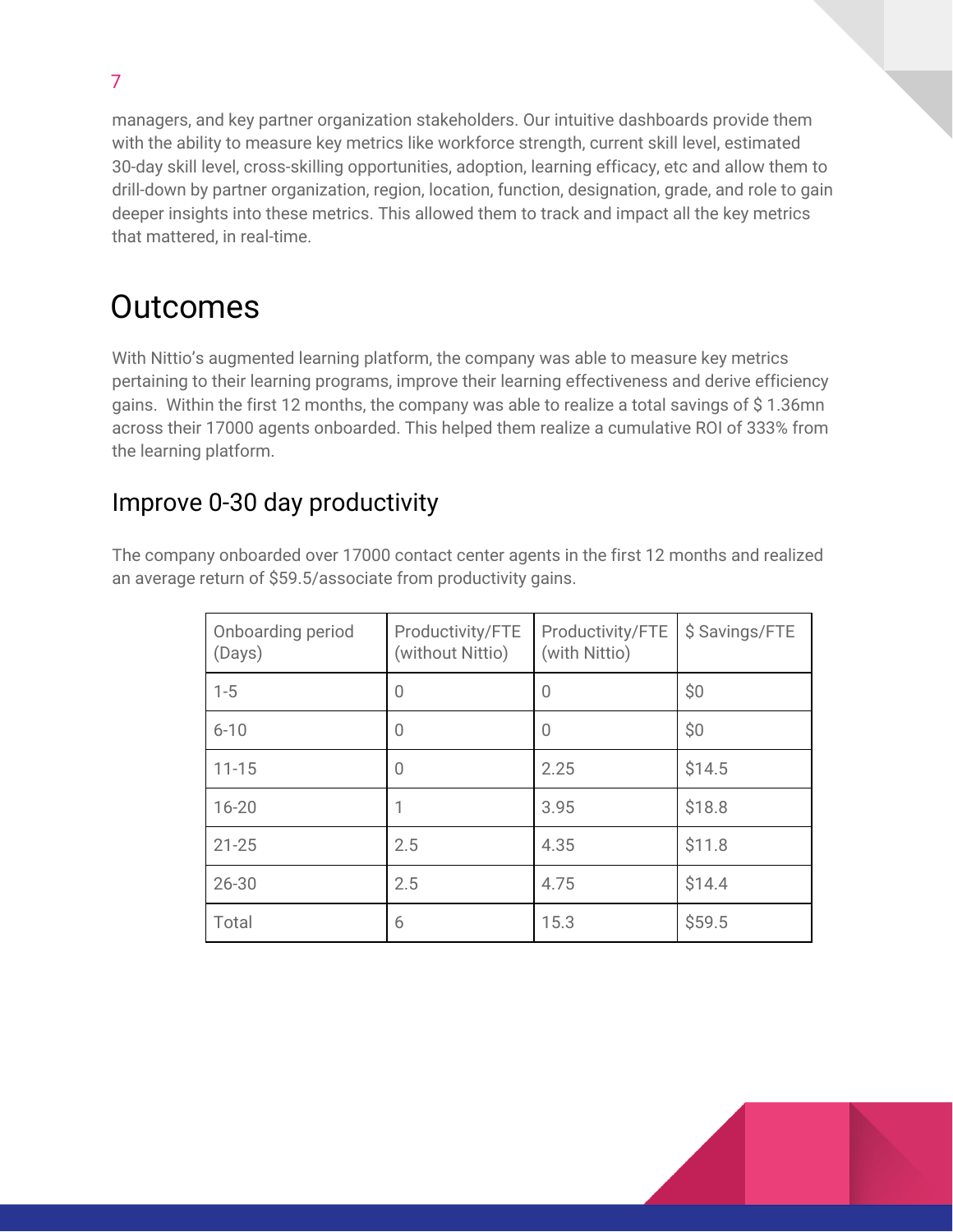managers, and key partner organization stakeholders. Our intuitive dashboards provide them with the ability to measure key metrics like workforce strength, current skill level, estimated 30-day skill level, cross-skilling opportunities, adoption, learning efficacy, etc and allow them to drill-down by partner organization, region, location, function, designation, grade, and role to gain deeper insights into these metrics. This allowed them to track and impact all the key metrics that mattered, in real-time.

# Outcomes

With Nittio's augmented learning platform, the company was able to measure key metrics pertaining to their learning programs, improve their learning effectiveness and derive efficiency gains. Within the first 12 months, the company was able to realize a total savings of $ 1.36mn across their 17000 agents onboarded. This helped them realize a cumulative ROI of 333% from the learning platform.

## Improve 0-30 day productivity

The company onboarded over 17000 contact center agents in the first 12 months and realized an average return of $59.5/associate from productivity gains.

| Onboarding period (Days) | Productivity/FTE (without Nittio) | Productivity/FTE (with Nittio) | $ Savings/FTE |
|---|---|---|---|
| 1-5 | 0 | 0 | $0 |
| 6-10 | 0 | 0 | $0 |
| 11-15 | 0 | 2.25 | $14.5 |
| 16-20 | 1 | 3.95 | $18.8 |
| 21-25 | 2.5 | 4.35 | $11.8 |
| 26-30 | 2.5 | 4.75 | $14.4 |
| Total | 6 | 15.3 | $59.5 |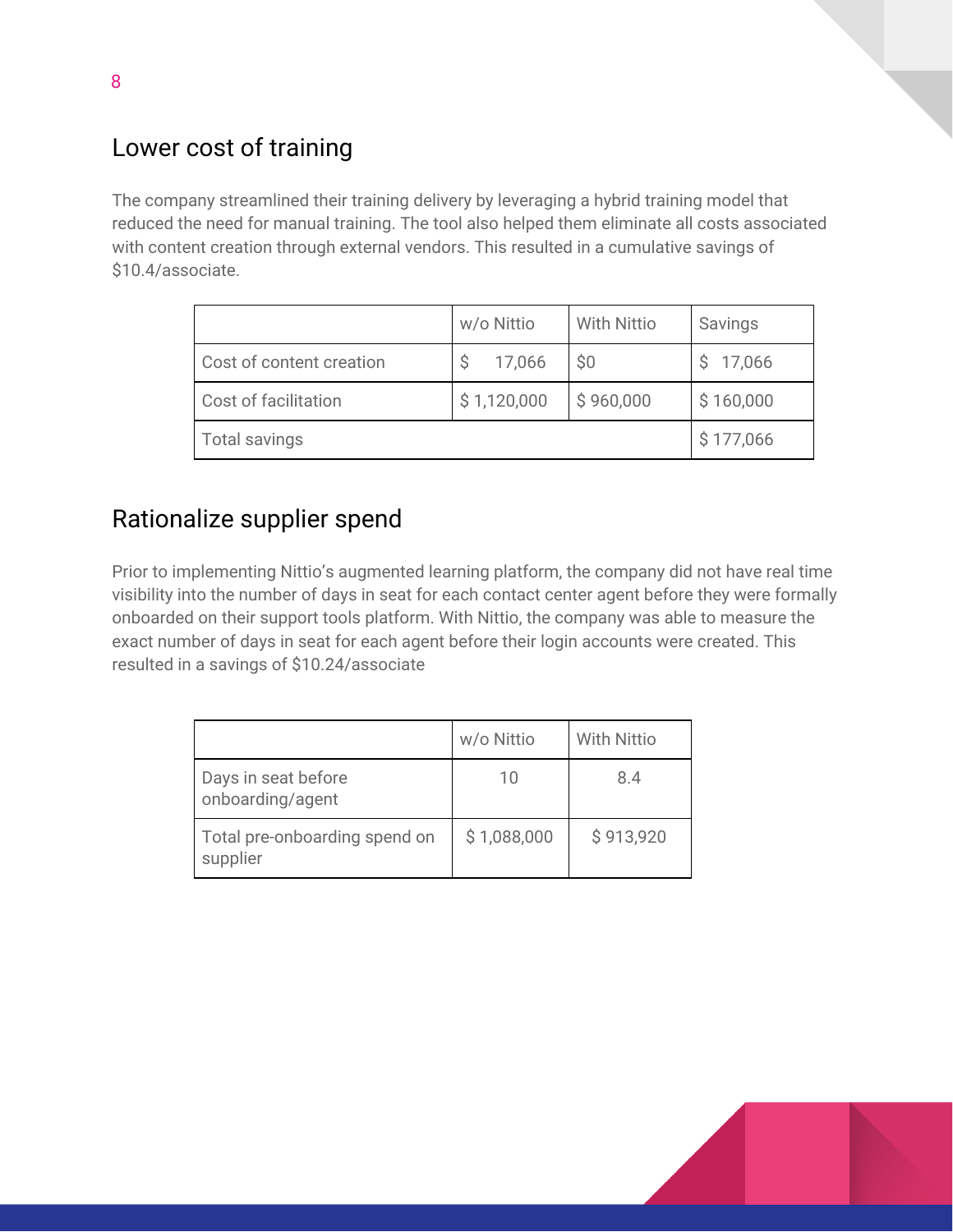## Lower cost of training

The company streamlined their training delivery by leveraging a hybrid training model that reduced the need for manual training. The tool also helped them eliminate all costs associated with content creation through external vendors. This resulted in a cumulative savings of $10.4/associate.

| | w/o Nittio | With Nittio | Savings |
|---|---|---|---|
| Cost of content creation | $ 17,066 | $0 | $ 17,066 |
| Cost of facilitation | $ 1,120,000 | $ 960,000 | $ 160,000 |
| Total savings | | | $ 177,066 |

## Rationalize supplier spend

Prior to implementing Nittio's augmented learning platform, the company did not have real time visibility into the number of days in seat for each contact center agent before they were formally onboarded on their support tools platform. With Nittio, the company was able to measure the exact number of days in seat for each agent before their login accounts were created. This resulted in a savings of $10.24/associate

| | w/o Nittio | With Nittio |
|---|---|---|
| Days in seat before onboarding/agent | 10 | 8.4 |
| Total pre-onboarding spend on supplier | $ 1,088,000 | $ 913,920 |